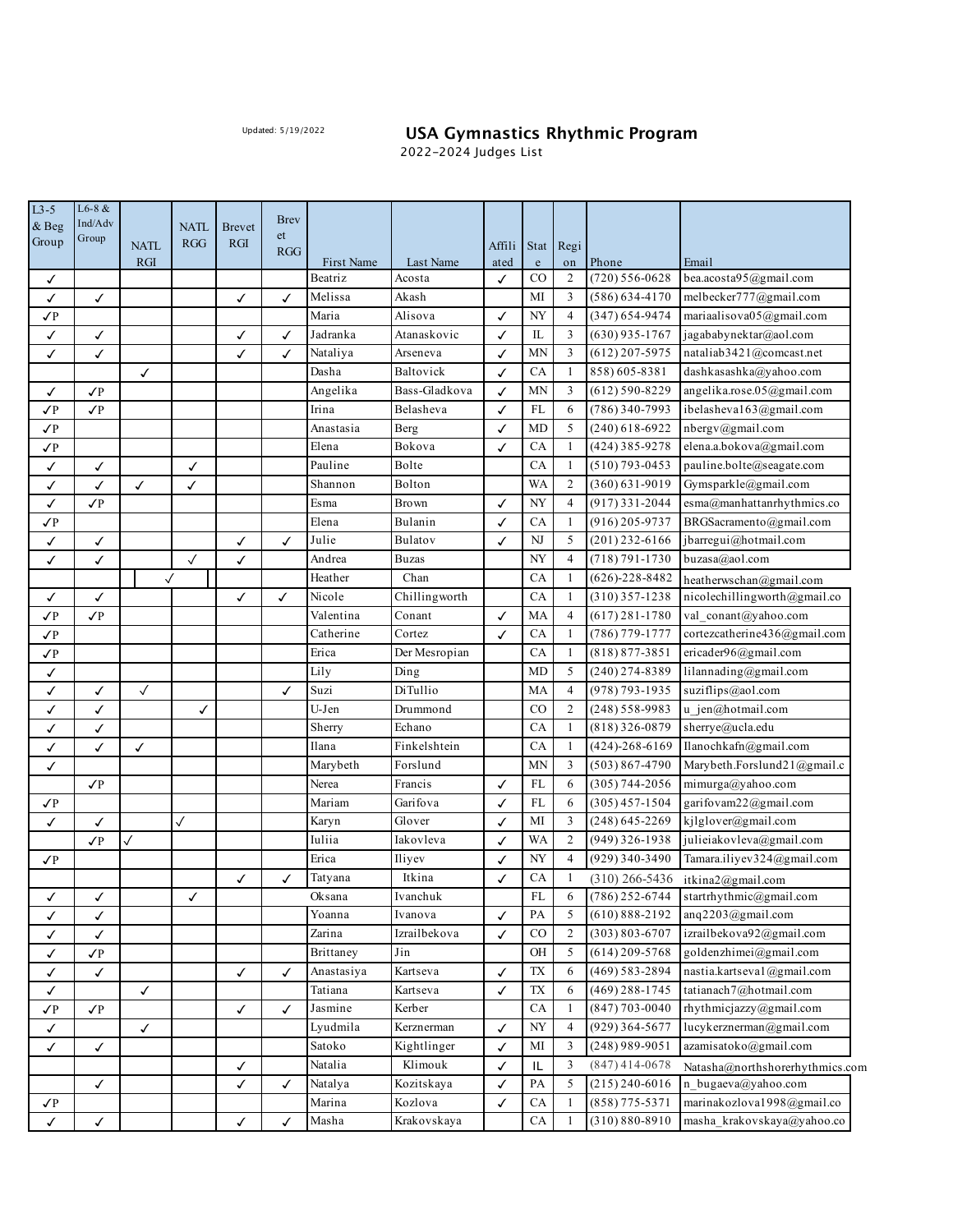Updated: 5/19/2022

# USA Gymnastics Rhythmic Program

2022-2024 Judges List

| L3-5 & Beg Group | L6-8 & Ind/Adv Group | NATL RGI | NATL RGG | Brevet RGI | Brevet RGG | First Name | Last Name | Affiliated | State | Region | Phone | Email |
|---|---|---|---|---|---|---|---|---|---|---|---|---|
| ✓ | | | | | | Beatriz | Acosta | ✓ | CO | 2 | (720) 556-0628 | bea.acosta95@gmail.com |
| ✓ | ✓ | | | ✓ | ✓ | Melissa | Akash | | MI | 3 | (586) 634-4170 | melbecker777@gmail.com |
| ✓P | | | | | | Maria | Alisova | ✓ | NY | 4 | (347) 654-9474 | mariaalisova05@gmail.com |
| ✓ | ✓ | | | ✓ | ✓ | Jadranka | Atanaskovic | ✓ | IL | 3 | (630) 935-1767 | jagababynektar@aol.com |
| ✓ | ✓ | | | ✓ | ✓ | Nataliya | Arseneva | ✓ | MN | 3 | (612) 207-5975 | nataliab3421@comcast.net |
| | | ✓ | | | | Dasha | Baltovick | ✓ | CA | 1 | 858) 605-8381 | dashkasashka@yahoo.com |
| ✓ | ✓P | | | | | Angelika | Bass-Gladkova | ✓ | MN | 3 | (612) 590-8229 | angelika.rose.05@gmail.com |
| ✓P | ✓P | | | | | Irina | Belasheva | ✓ | FL | 6 | (786) 340-7993 | ibelasheva163@gmail.com |
| ✓P | | | | | | Anastasia | Berg | ✓ | MD | 5 | (240) 618-6922 | nbergv@gmail.com |
| ✓P | | | | | | Elena | Bokova | ✓ | CA | 1 | (424) 385-9278 | elena.a.bokova@gmail.com |
| ✓ | ✓ | | ✓ | | | Pauline | Bolte | | CA | 1 | (510) 793-0453 | pauline.bolte@seagate.com |
| ✓ | ✓ | ✓ | ✓ | | | Shannon | Bolton | | WA | 2 | (360) 631-9019 | Gymsparkle@gmail.com |
| ✓ | ✓P | | | | | Esma | Brown | ✓ | NY | 4 | (917) 331-2044 | esma@manhattanrhythmics.co |
| ✓P | | | | | | Elena | Bulanin | ✓ | CA | 1 | (916) 205-9737 | BRGSacramento@gmail.com |
| ✓ | ✓ | | | ✓ | ✓ | Julie | Bulatov | ✓ | NJ | 5 | (201) 232-6166 | jbarregui@hotmail.com |
| ✓ | ✓ | | ✓ | ✓ | | Andrea | Buzas | | NY | 4 | (718) 791-1730 | buzasa@aol.com |
| | | ✓ | | | | Heather | Chan | | CA | 1 | (626)-228-8482 | heatherwschan@gmail.com |
| ✓ | ✓ | | | ✓ | ✓ | Nicole | Chillingworth | | CA | 1 | (310) 357-1238 | nicolechillingworth@gmail.co |
| ✓P | ✓P | | | | | Valentina | Conant | ✓ | MA | 4 | (617) 281-1780 | val_conant@yahoo.com |
| ✓P | | | | | | Catherine | Cortez | ✓ | CA | 1 | (786) 779-1777 | cortezcatherine436@gmail.com |
| ✓P | | | | | | Erica | Der Mesropian | | CA | 1 | (818) 877-3851 | ericader96@gmail.com |
| ✓ | | | | | | Lily | Ding | | MD | 5 | (240) 274-8389 | lilannading@gmail.com |
| ✓ | ✓ | ✓ | | | ✓ | Suzi | DiTullio | | MA | 4 | (978) 793-1935 | suziflips@aol.com |
| ✓ | ✓ | | ✓ | | | U-Jen | Drummond | | CO | 2 | (248) 558-9983 | u_jen@hotmail.com |
| ✓ | ✓ | | | | | Sherry | Echano | | CA | 1 | (818) 326-0879 | sherrye@ucla.edu |
| ✓ | ✓ | ✓ | | | | Ilana | Finkelshtein | | CA | 1 | (424)-268-6169 | Ilanochkafn@gmail.com |
| ✓ | | | | | | Marybeth | Forslund | | MN | 3 | (503) 867-4790 | Marybeth.Forslund21@gmail.c |
| | ✓P | | | | | Nerea | Francis | ✓ | FL | 6 | (305) 744-2056 | mimurga@yahoo.com |
| ✓P | | | | | | Mariam | Garifova | ✓ | FL | 6 | (305) 457-1504 | garifovam22@gmail.com |
| ✓ | ✓ | | ✓ | | | Karyn | Glover | ✓ | MI | 3 | (248) 645-2269 | kjlglover@gmail.com |
| | ✓P | ✓ | | | | Iuliia | Iakovleva | ✓ | WA | 2 | (949) 326-1938 | julieiakovleva@gmail.com |
| ✓P | | | | | | Erica | Iliyev | ✓ | NY | 4 | (929) 340-3490 | Tamara.iliyev324@gmail.com |
| | | | | ✓ | ✓ | Tatyana | Itkina | ✓ | CA | 1 | (310) 266-5436 | itkina2@gmail.com |
| ✓ | ✓ | | ✓ | | | Oksana | Ivanchuk | | FL | 6 | (786) 252-6744 | startrhythmic@gmail.com |
| ✓ | ✓ | | | | | Yoanna | Ivanova | ✓ | PA | 5 | (610) 888-2192 | anq2203@gmail.com |
| ✓ | ✓ | | | | | Zarina | Izrailbekova | ✓ | CO | 2 | (303) 803-6707 | izrailbekova92@gmail.com |
| ✓ | ✓P | | | | | Brittaney | Jin | | OH | 5 | (614) 209-5768 | goldenzhimei@gmail.com |
| ✓ | ✓ | | | ✓ | ✓ | Anastasiya | Kartseva | ✓ | TX | 6 | (469) 583-2894 | nastia.kartseva1@gmail.com |
| ✓ | | ✓ | | | | Tatiana | Kartseva | ✓ | TX | 6 | (469) 288-1745 | tatianach7@hotmail.com |
| ✓P | ✓P | | | ✓ | ✓ | Jasmine | Kerber | | CA | 1 | (847) 703-0040 | rhythmicjazzy@gmail.com |
| ✓ | | ✓ | | | | Lyudmila | Kerznerman | ✓ | NY | 4 | (929) 364-5677 | lucykerznerman@gmail.com |
| ✓ | ✓ | | | | | Satoko | Kightlinger | ✓ | MI | 3 | (248) 989-9051 | azamisatoko@gmail.com |
| | | | | ✓ | | Natalia | Klimouk | ✓ | IL | 3 | (847) 414-0678 | Natasha@northshorerhythmics.com |
| | ✓ | | | ✓ | ✓ | Natalya | Kozitskaya | ✓ | PA | 5 | (215) 240-6016 | n_bugaeva@yahoo.com |
| ✓P | | | | | | Marina | Kozlova | ✓ | CA | 1 | (858) 775-5371 | marinakozlova1998@gmail.co |
| ✓ | ✓ | | | ✓ | ✓ | Masha | Krakovskaya | | CA | 1 | (310) 880-8910 | masha_krakovskaya@yahoo.co |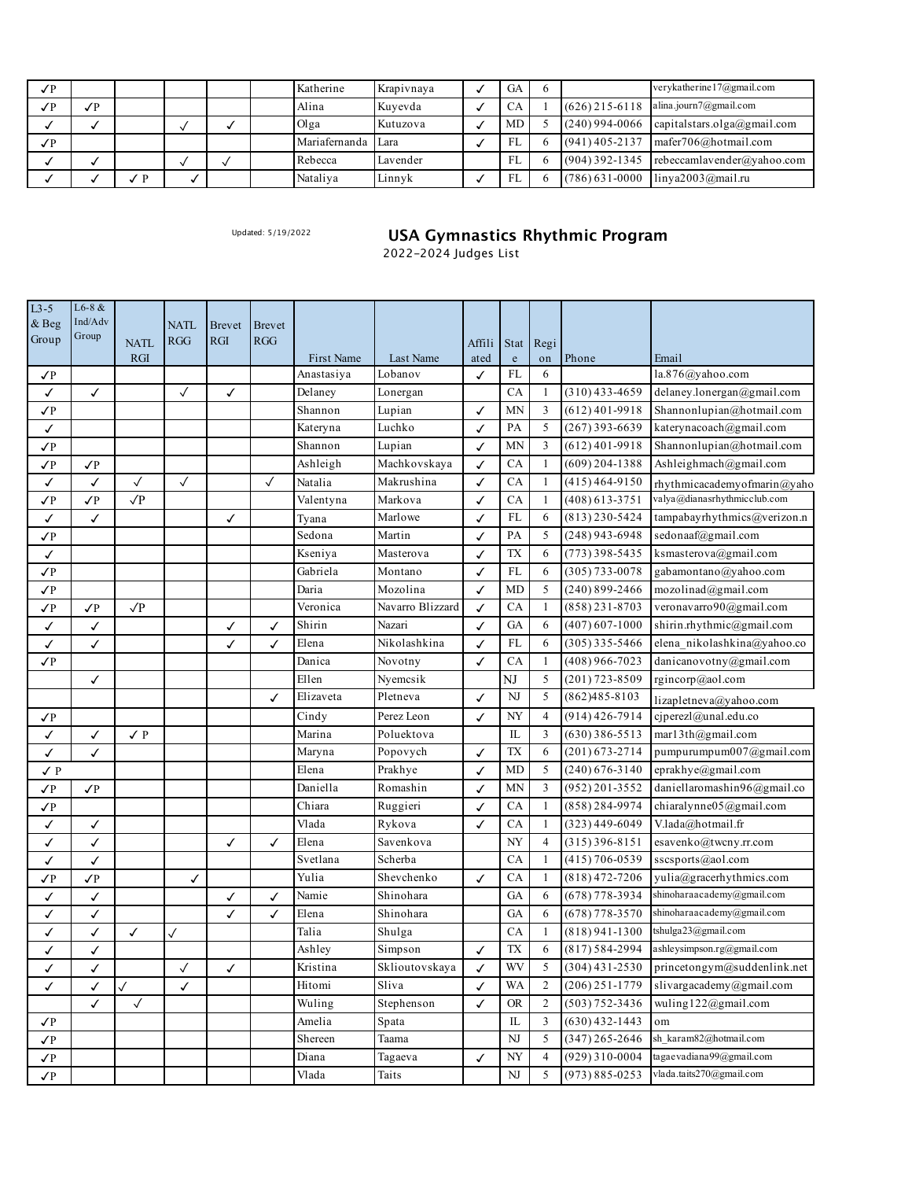| ✓P | | | | | | Katherine | Krapivnaya | ✓ | GA | 6 | | verykatherine17@gmail.com |
|---|---|---|---|---|---|---|---|---|---|---|---|---|
| ✓P | ✓P | | | | | Alina | Kuyevda | ✓ | CA | 1 | (626) 215-6118 | alina.journ7@gmail.com |
| ✓ | ✓ | | ✓ | ✓ | | Olga | Kutuzova | ✓ | MD | 5 | (240) 994-0066 | capitalstars.olga@gmail.com |
| ✓P | | | | | | Mariafernanda | Lara | ✓ | FL | 6 | (941) 405-2137 | mafer706@hotmail.com |
| ✓ | ✓ | | ✓ | ✓ | | Rebecca | Lavender | | FL | 6 | (904) 392-1345 | rebeccamlavender@yahoo.com |
| ✓ | ✓ | ✓ P | ✓ | | | Nataliya | Linnyk | ✓ | FL | 6 | (786) 631-0000 | linya2003@mail.ru |

Updated: 5/19/2022

## USA Gymnastics Rhythmic Program

2022-2024 Judges List

| L3-5 & Beg Group | L6-8 & Ind/Adv Group | NATL RGI | NATL RGG | Brevet RGI | Brevet RGG | First Name | Last Name | Affiliated | State | Region | Phone | Email |
|---|---|---|---|---|---|---|---|---|---|---|---|---|
| ✓P | | | | | | Anastasiya | Lobanov | ✓ | FL | 6 | | la.876@yahoo.com |
| ✓ | ✓ | | ✓ | ✓ | | Delaney | Lonergan | | CA | 1 | (310) 433-4659 | delaney.lonergan@gmail.com |
| ✓P | | | | | | Shannon | Lupian | ✓ | MN | 3 | (612) 401-9918 | Shannonlupian@hotmail.com |
| ✓ | | | | | | Kateryna | Luchko | ✓ | PA | 5 | (267) 393-6639 | katerynacoach@gmail.com |
| ✓P | | | | | | Shannon | Lupian | ✓ | MN | 3 | (612) 401-9918 | Shannonlupian@hotmail.com |
| ✓P | ✓P | | | | | Ashleigh | Machkovskaya | ✓ | CA | 1 | (609) 204-1388 | Ashleighmach@gmail.com |
| ✓ | ✓ | ✓ | ✓ | | ✓ | Natalia | Makrushina | ✓ | CA | 1 | (415) 464-9150 | rhythmicacademyofmarin@yaho |
| ✓P | ✓P | ✓P | | | | Valentyna | Markova | ✓ | CA | 1 | (408) 613-3751 | valya@dianasrhythmicclub.com |
| ✓ | ✓ | | | ✓ | | Tyana | Marlowe | ✓ | FL | 6 | (813) 230-5424 | tampabayrhythmics@verizon.n |
| ✓P | | | | | | Sedona | Martin | ✓ | PA | 5 | (248) 943-6948 | sedonaaf@gmail.com |
| ✓ | | | | | | Kseniya | Masterova | ✓ | TX | 6 | (773) 398-5435 | ksmasterova@gmail.com |
| ✓P | | | | | | Gabriela | Montano | ✓ | FL | 6 | (305) 733-0078 | gabamontano@yahoo.com |
| ✓P | | | | | | Daria | Mozolina | ✓ | MD | 5 | (240) 899-2466 | mozolinad@gmail.com |
| ✓P | ✓P | ✓P | | | | Veronica | Navarro Blizzard | ✓ | CA | 1 | (858) 231-8703 | veronavarro90@gmail.com |
| ✓ | ✓ | | | ✓ | ✓ | Shirin | Nazari | ✓ | GA | 6 | (407) 607-1000 | shirin.rhythmic@gmail.com |
| ✓ | ✓ | | | ✓ | ✓ | Elena | Nikolashkina | ✓ | FL | 6 | (305) 335-5466 | elena_nikolashkina@yahoo.co |
| ✓P | | | | | | Danica | Novotny | ✓ | CA | 1 | (408) 966-7023 | danicanovotny@gmail.com |
| | ✓ | | | | | Ellen | Nyemcsik | | NJ | 5 | (201) 723-8509 | rgincorp@aol.com |
| | | | | | ✓ | Elizaveta | Pletneva | ✓ | NJ | 5 | (862)485-8103 | lizapletneva@yahoo.com |
| ✓P | | | | | | Cindy | Perez Leon | ✓ | NY | 4 | (914) 426-7914 | cjperezl@unal.edu.co |
| ✓ | ✓ | ✓ P | | | | Marina | Poluektova | | IL | 3 | (630) 386-5513 | mar13th@gmail.com |
| ✓ | ✓ | | | | | Maryna | Popovych | ✓ | TX | 6 | (201) 673-2714 | pumpurumpum007@gmail.com |
| ✓ P | | | | | | Elena | Prakhye | ✓ | MD | 5 | (240) 676-3140 | eprakhye@gmail.com |
| ✓P | ✓P | | | | | Daniella | Romashin | ✓ | MN | 3 | (952) 201-3552 | daniellaromashin96@gmail.co |
| ✓P | | | | | | Chiara | Ruggieri | ✓ | CA | 1 | (858) 284-9974 | chiaralynne05@gmail.com |
| ✓ | ✓ | | | | | Vlada | Rykova | ✓ | CA | 1 | (323) 449-6049 | V.lada@hotmail.fr |
| ✓ | ✓ | | | ✓ | ✓ | Elena | Savenkova | | NY | 4 | (315) 396-8151 | esavenko@twcny.rr.com |
| ✓ | ✓ | | | | | Svetlana | Scherba | | CA | 1 | (415) 706-0539 | sscsports@aol.com |
| ✓P | ✓P | | ✓ | | | Yulia | Shevchenko | ✓ | CA | 1 | (818) 472-7206 | yulia@gracerhythmics.com |
| ✓ | ✓ | | | ✓ | ✓ | Namie | Shinohara | | GA | 6 | (678) 778-3934 | shinoharaacademy@gmail.com |
| ✓ | ✓ | | | ✓ | ✓ | Elena | Shinohara | | GA | 6 | (678) 778-3570 | shinoharaacademy@gmail.com |
| ✓ | ✓ | ✓ | ✓ | | | Talia | Shulga | | CA | 1 | (818) 941-1300 | tshulga23@gmail.com |
| ✓ | ✓ | | | | | Ashley | Simpson | ✓ | TX | 6 | (817) 584-2994 | ashleysimpson.rg@gmail.com |
| ✓ | ✓ | | ✓ | ✓ | | Kristina | Sklioutovskaya | ✓ | WV | 5 | (304) 431-2530 | princetongym@suddenlink.net |
| ✓ | ✓ | ✓ | ✓ | | | Hitomi | Sliva | ✓ | WA | 2 | (206) 251-1779 | slivargacademy@gmail.com |
| | ✓ | ✓ | | | | Wuling | Stephenson | ✓ | OR | 2 | (503) 752-3436 | wuling122@gmail.com |
| ✓P | | | | | | Amelia | Spata | | IL | 3 | (630) 432-1443 | om |
| ✓P | | | | | | Shereen | Taama | | NJ | 5 | (347) 265-2646 | sh_karam82@hotmail.com |
| ✓P | | | | | | Diana | Tagaeva | ✓ | NY | 4 | (929) 310-0004 | tagaevadiana99@gmail.com |
| ✓P | | | | | | Vlada | Taits | | NJ | 5 | (973) 885-0253 | vlada.taits270@gmail.com |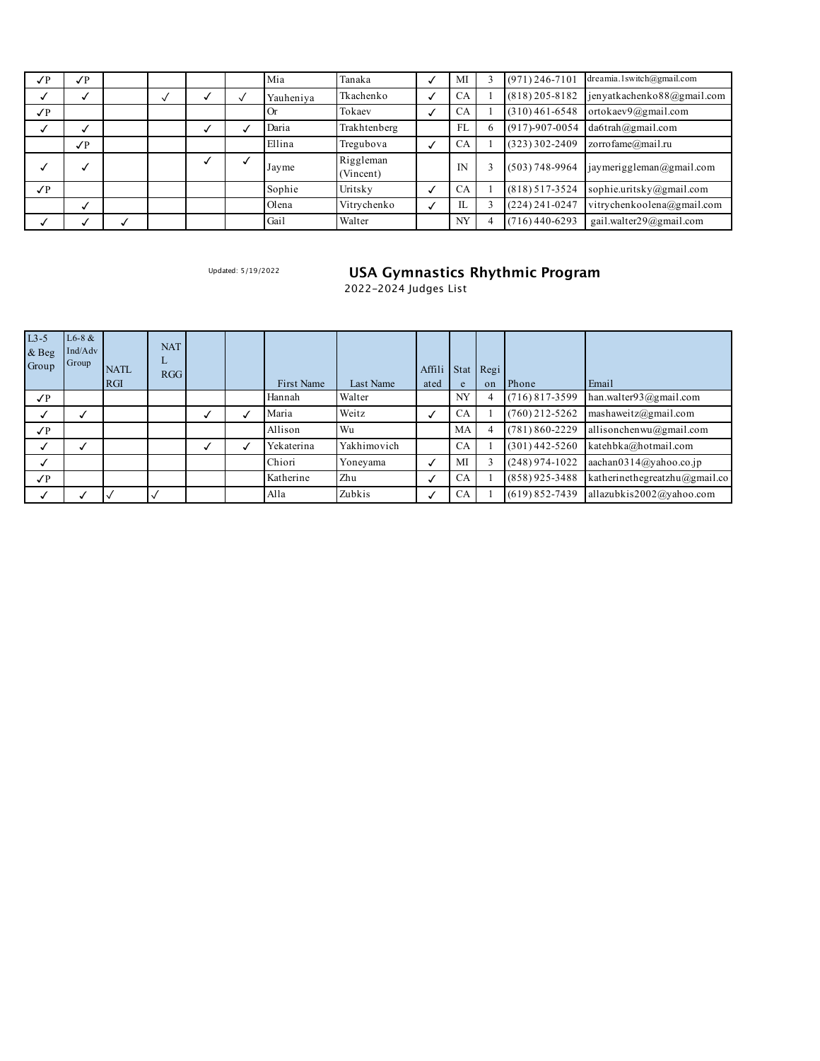| | | | | | | | | | | | | |
|---|---|---|---|---|---|---|---|---|---|---|---|---|
| ✓P | ✓P | | | | | Mia | Tanaka | ✓ | MI | 3 | (971) 246-7101 | dreamia.1switch@gmail.com |
| ✓ | ✓ | | ✓ | ✓ | ✓ | Yauheniya | Tkachenko | ✓ | CA | 1 | (818) 205-8182 | jenyatkachenko88@gmail.com |
| ✓P | | | | | | Or | Tokaev | ✓ | CA | 1 | (310) 461-6548 | ortokaev9@gmail.com |
| ✓ | ✓ | | | ✓ | ✓ | Daria | Trakhtenberg | | FL | 6 | (917)-907-0054 | da6trah@gmail.com |
| | ✓P | | | | | Ellina | Tregubova | ✓ | CA | 1 | (323) 302-2409 | zorrofame@mail.ru |
| ✓ | ✓ | | | ✓ | ✓ | Jayme | Riggleman (Vincent) | | IN | 3 | (503) 748-9964 | jaymeriggleman@gmail.com |
| ✓P | | | | | | Sophie | Uritsky | ✓ | CA | 1 | (818) 517-3524 | sophie.uritsky@gmail.com |
| | ✓ | | | | | Olena | Vitrychenko | ✓ | IL | 3 | (224) 241-0247 | vitrychenkoolena@gmail.com |
| ✓ | ✓ | ✓ | | | | Gail | Walter | | NY | 4 | (716) 440-6293 | gail.walter29@gmail.com |

Updated: 5/19/2022

## USA Gymnastics Rhythmic Program

2022-2024 Judges List

| L3-5 & Beg Group | L6-8 & Ind/Adv Group | NATL RGI | NATL RGG | | | First Name | Last Name | Affiliated | State | Region | Phone | Email |
|---|---|---|---|---|---|---|---|---|---|---|---|---|
| ✓P | | | | | | Hannah | Walter | | NY | 4 | (716) 817-3599 | han.walter93@gmail.com |
| ✓ | ✓ | | | ✓ | ✓ | Maria | Weitz | ✓ | CA | 1 | (760) 212-5262 | mashaweitz@gmail.com |
| ✓P | | | | | | Allison | Wu | | MA | 4 | (781) 860-2229 | allisonchenwu@gmail.com |
| ✓ | ✓ | | | ✓ | ✓ | Yekaterina | Yakhimovich | | CA | 1 | (301) 442-5260 | katehbka@hotmail.com |
| ✓ | | | | | | Chiori | Yoneyama | ✓ | MI | 3 | (248) 974-1022 | aachan0314@yahoo.co.jp |
| ✓P | | | | | | Katherine | Zhu | ✓ | CA | 1 | (858) 925-3488 | katherinethegreatzhu@gmail.co |
| ✓ | ✓ | ✓ | ✓ | | | Alla | Zubkis | ✓ | CA | 1 | (619) 852-7439 | allazubkis2002@yahoo.com |